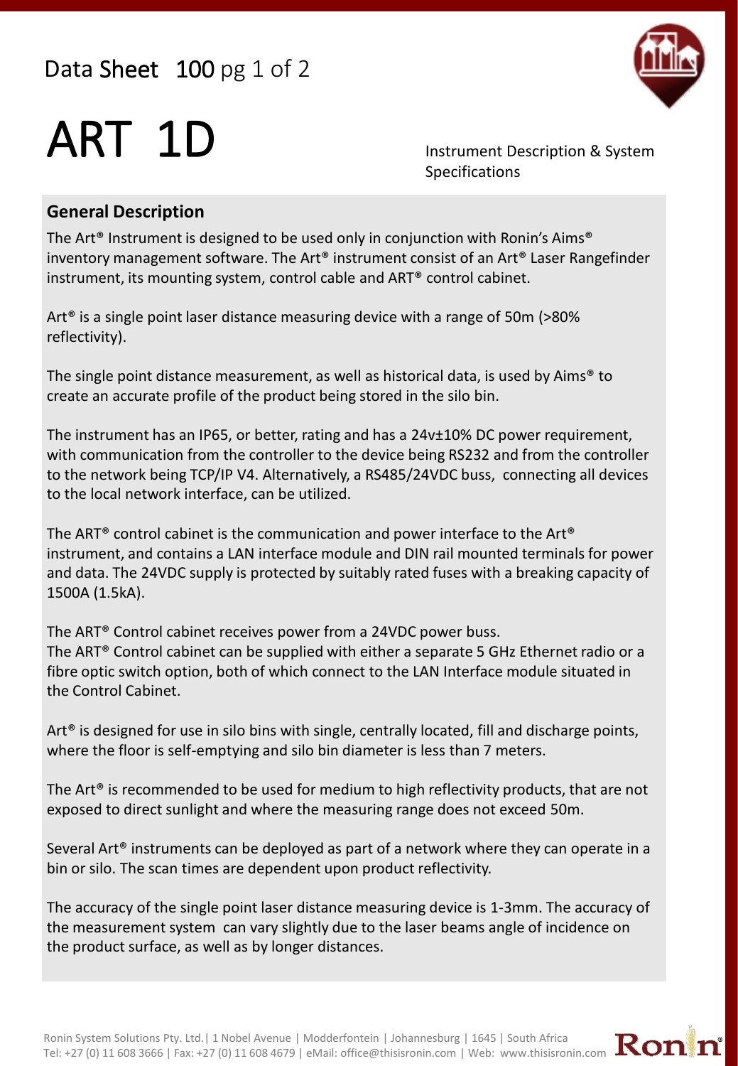Data Sheet 100

# ART 1D

Instrument Description & System Specifications

## General Description

The Art® Instrument is designed to be used only in conjunction with Ronin's Aims® inventory management software. The Art® instrument consist of an Art® Laser Rangefinder instrument, its mounting system, control cable and ART® control cabinet.

Art® is a single point laser distance measuring device with a range of 50m (>80% reflectivity).

The single point distance measurement, as well as historical data, is used by Aims® to create an accurate profile of the product being stored in the silo bin.

The instrument has an IP65, or better, rating and has a 24v±10% DC power requirement, with communication from the controller to the device being RS232 and from the controller to the network being TCP/IP V4. Alternatively, a RS485/24VDC buss, connecting all devices to the local network interface, can be utilized.

The ART® control cabinet is the communication and power interface to the Art® instrument, and contains a LAN interface module and DIN rail mounted terminals for power and data. The 24VDC supply is protected by suitably rated fuses with a breaking capacity of 1500A (1.5kA).

The ART® Control cabinet receives power from a 24VDC power buss.
The ART® Control cabinet can be supplied with either a separate 5 GHz Ethernet radio or a fibre optic switch option, both of which connect to the LAN Interface module situated in the Control Cabinet.

Art® is designed for use in silo bins with single, centrally located, fill and discharge points, where the floor is self-emptying and silo bin diameter is less than 7 meters.

The Art® is recommended to be used for medium to high reflectivity products, that are not exposed to direct sunlight and where the measuring range does not exceed 50m.

Several Art® instruments can be deployed as part of a network where they can operate in a bin or silo. The scan times are dependent upon product reflectivity.

The accuracy of the single point laser distance measuring device is 1-3mm. The accuracy of the measurement system can vary slightly due to the laser beams angle of incidence on the product surface, as well as by longer distances.

Ronin System Solutions Pty. Ltd.| 1 Nobel Avenue | Modderfontein | Johannesburg | 1645 | South Africa
Tel: +27 (0) 11 608 3666 | Fax: +27 (0) 11 608 4679 | eMail: office@thisisronin.com | Web: www.thisisronin.com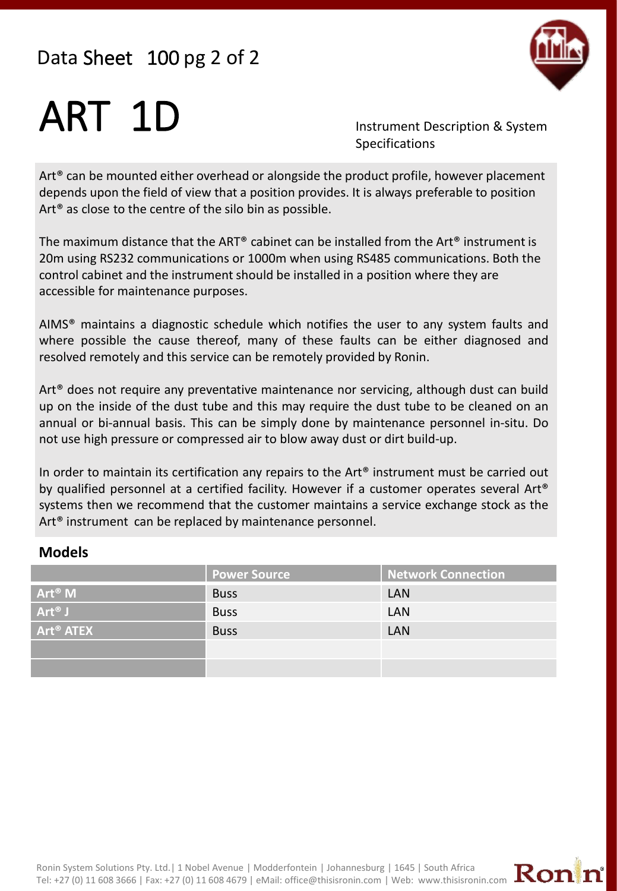# ART 1D

Instrument Description & System Specifications

Art® can be mounted either overhead or alongside the product profile, however placement depends upon the field of view that a position provides. It is always preferable to position Art® as close to the centre of the silo bin as possible.

The maximum distance that the ART® cabinet can be installed from the Art® instrument is 20m using RS232 communications or 1000m when using RS485 communications. Both the control cabinet and the instrument should be installed in a position where they are accessible for maintenance purposes.

AIMS® maintains a diagnostic schedule which notifies the user to any system faults and where possible the cause thereof, many of these faults can be either diagnosed and resolved remotely and this service can be remotely provided by Ronin.

Art® does not require any preventative maintenance nor servicing, although dust can build up on the inside of the dust tube and this may require the dust tube to be cleaned on an annual or bi-annual basis. This can be simply done by maintenance personnel in-situ. Do not use high pressure or compressed air to blow away dust or dirt build-up.

In order to maintain its certification any repairs to the Art® instrument must be carried out by qualified personnel at a certified facility. However if a customer operates several Art® systems then we recommend that the customer maintains a service exchange stock as the Art® instrument can be replaced by maintenance personnel.

## Models

| | Power Source | Network Connection |
|---|---|---|
| Art® M | Buss | LAN |
| Art® J | Buss | LAN |
| Art® ATEX | Buss | LAN |
| | | |
| | | |

Ronin System Solutions Pty. Ltd. | 1 Nobel Avenue | Modderfontein | Johannesburg | 1645 | South Africa
Tel: +27 (0) 11 608 3666 | Fax: +27 (0) 11 608 4679 | eMail: office@thisisronin.com | Web: www.thisisronin.com